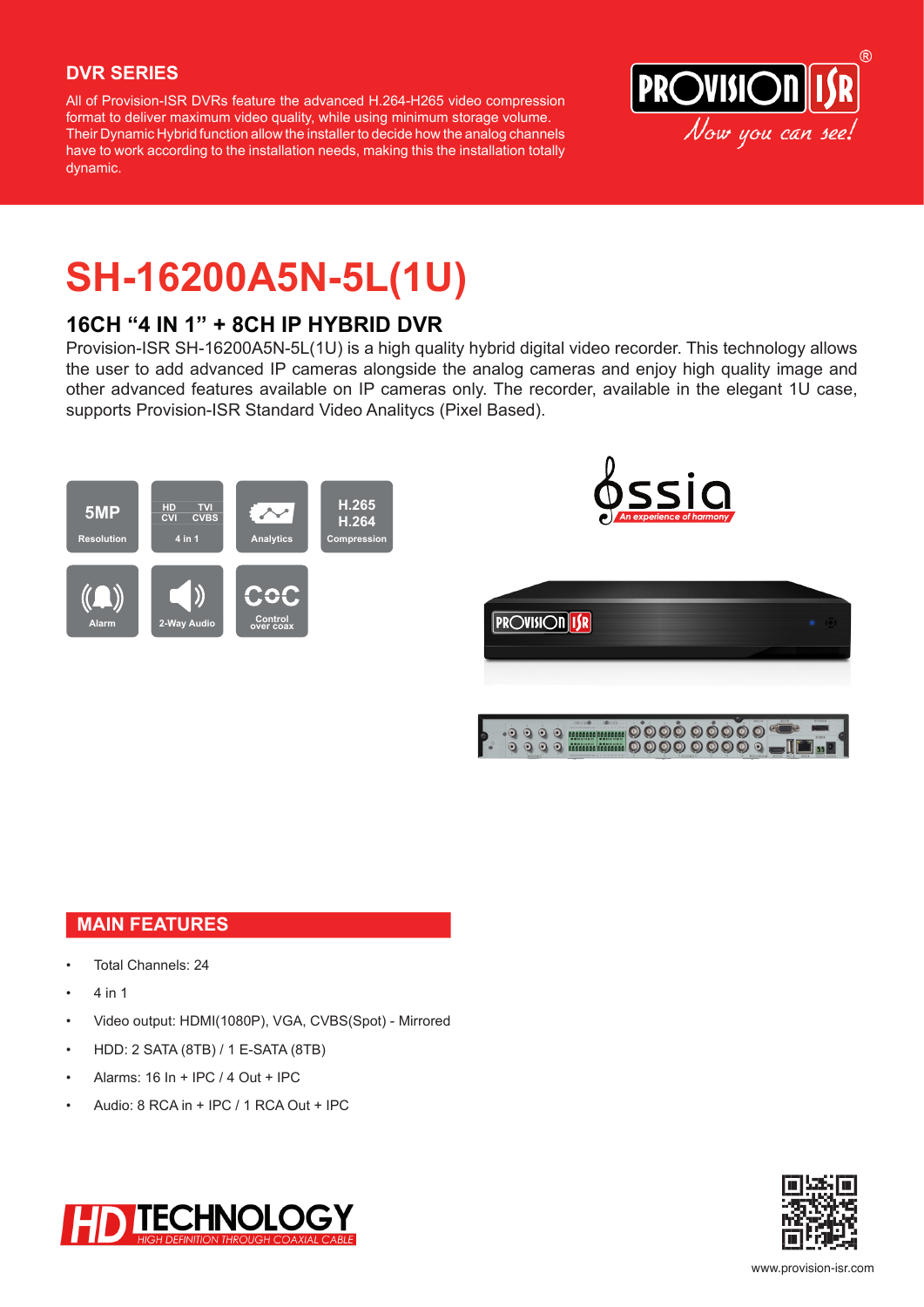## DVR SERIES

All of Provision-ISR DVRs feature the advanced H.264-H265 video compression format to deliver maximum video quality, while using minimum storage volume. Their Dynamic Hybrid function allow the installer to decide how the analog channels have to work according to the installation needs, making this the installation totally dynamic.

# SH-16200A5N-5L(1U)

### 16CH “4 IN 1” + 8CH IP HYBRID DVR

Provision-ISR SH-16200A5N-5L(1U) is a high quality hybrid digital video recorder. This technology allows the user to add advanced IP cameras alongside the analog cameras and enjoy high quality image and other advanced features available on IP cameras only. The recorder, available in the elegant 1U case, supports Provision-ISR Standard Video Analitycs (Pixel Based).

## MAIN FEATURES

- Total Channels: 24
- 4 in 1
- Video output: HDMI(1080P), VGA, CVBS(Spot) - Mirrored
- HDD: 2 SATA (8TB) / 1 E-SATA (8TB)
- Alarms: 16 In + IPC / 4 Out + IPC
- Audio: 8 RCA in + IPC / 1 RCA Out + IPC

www.provision-isr.com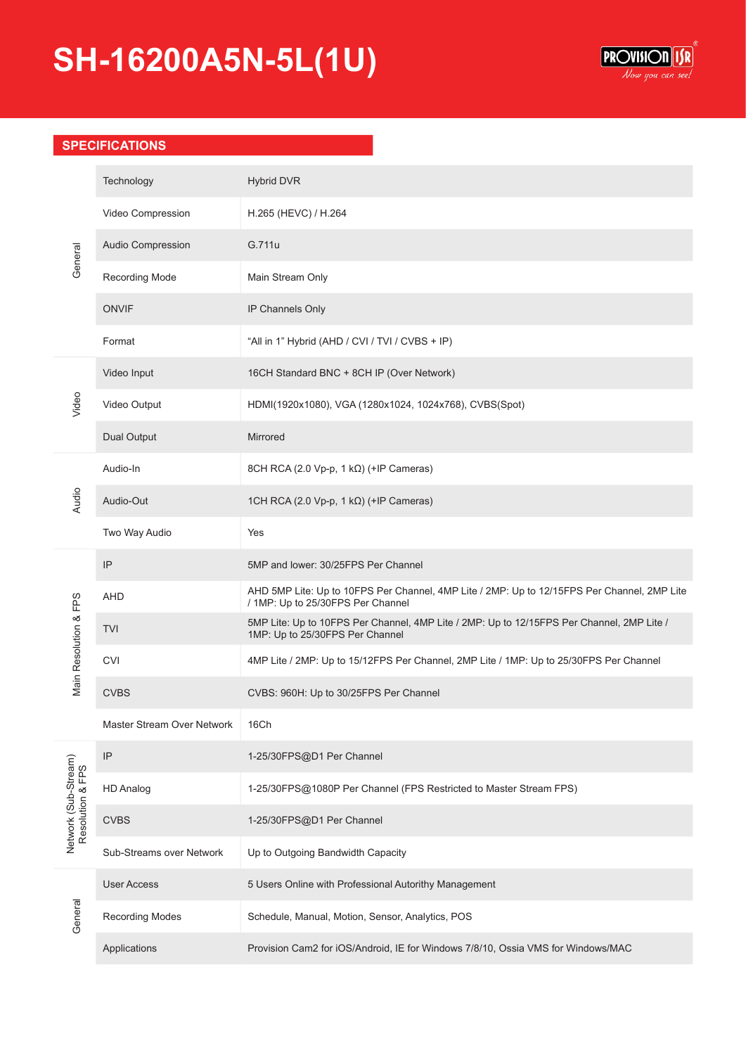# SH-16200A5N-5L(1U)

## SPECIFICATIONS

| | | |
|---|---|---|
| General | Technology | Hybrid DVR |
| | Video Compression | H.265 (HEVC) / H.264 |
| | Audio Compression | G.711u |
| | Recording Mode | Main Stream Only |
| | ONVIF | IP Channels Only |
| | Format | “All in 1” Hybrid (AHD / CVI / TVI / CVBS + IP) |
| Video | Video Input | 16CH Standard BNC + 8CH IP (Over Network) |
| | Video Output | HDMI(1920x1080), VGA (1280x1024, 1024x768), CVBS(Spot) |
| | Dual Output | Mirrored |
| Audio | Audio-In | 8CH RCA (2.0 Vp-p, 1 kΩ) (+IP Cameras) |
| | Audio-Out | 1CH RCA (2.0 Vp-p, 1 kΩ) (+IP Cameras) |
| | Two Way Audio | Yes |
| Main Resolution & FPS | IP | 5MP and lower: 30/25FPS Per Channel |
| | AHD | AHD 5MP Lite: Up to 10FPS Per Channel, 4MP Lite / 2MP: Up to 12/15FPS Per Channel, 2MP Lite / 1MP: Up to 25/30FPS Per Channel |
| | TVI | 5MP Lite: Up to 10FPS Per Channel, 4MP Lite / 2MP: Up to 12/15FPS Per Channel, 2MP Lite / 1MP: Up to 25/30FPS Per Channel |
| | CVI | 4MP Lite / 2MP: Up to 15/12FPS Per Channel, 2MP Lite / 1MP: Up to 25/30FPS Per Channel |
| | CVBS | CVBS: 960H: Up to 30/25FPS Per Channel |
| | Master Stream Over Network | 16Ch |
| Network (Sub-Stream) Resolution & FPS | IP | 1-25/30FPS@D1 Per Channel |
| | HD Analog | 1-25/30FPS@1080P Per Channel (FPS Restricted to Master Stream FPS) |
| | CVBS | 1-25/30FPS@D1 Per Channel |
| | Sub-Streams over Network | Up to Outgoing Bandwidth Capacity |
| General | User Access | 5 Users Online with Professional Autorithy Management |
| | Recording Modes | Schedule, Manual, Motion, Sensor, Analytics, POS |
| | Applications | Provision Cam2 for iOS/Android, IE for Windows 7/8/10, Ossia VMS for Windows/MAC |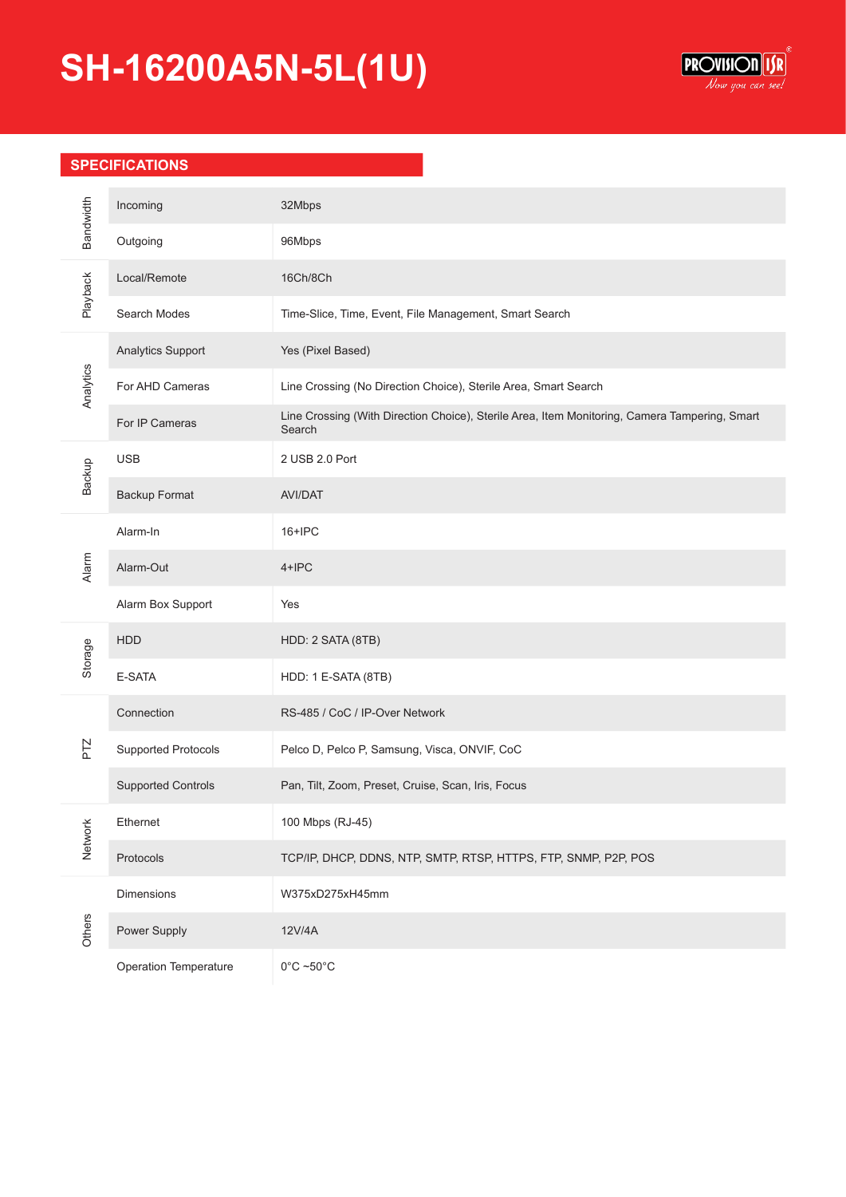# SH-16200A5N-5L(1U)

## SPECIFICATIONS

| | | |
|---|---|---|
| Bandwidth | Incoming | 32Mbps |
| | Outgoing | 96Mbps |
| Playback | Local/Remote | 16Ch/8Ch |
| | Search Modes | Time-Slice, Time, Event, File Management, Smart Search |
| Analytics | Analytics Support | Yes (Pixel Based) |
| | For AHD Cameras | Line Crossing (No Direction Choice), Sterile Area, Smart Search |
| | For IP Cameras | Line Crossing (With Direction Choice), Sterile Area, Item Monitoring, Camera Tampering, Smart Search |
| Backup | USB | 2 USB 2.0 Port |
| | Backup Format | AVI/DAT |
| Alarm | Alarm-In | 16+IPC |
| | Alarm-Out | 4+IPC |
| | Alarm Box Support | Yes |
| Storage | HDD | HDD: 2 SATA (8TB) |
| | E-SATA | HDD: 1 E-SATA (8TB) |
| PTZ | Connection | RS-485 / CoC / IP-Over Network |
| | Supported Protocols | Pelco D, Pelco P, Samsung, Visca, ONVIF, CoC |
| | Supported Controls | Pan, Tilt, Zoom, Preset, Cruise, Scan, Iris, Focus |
| Network | Ethernet | 100 Mbps (RJ-45) |
| | Protocols | TCP/IP, DHCP, DDNS, NTP, SMTP, RTSP, HTTPS, FTP, SNMP, P2P, POS |
| Others | Dimensions | W375xD275xH45mm |
| | Power Supply | 12V/4A |
| | Operation Temperature | 0°C ~50°C |